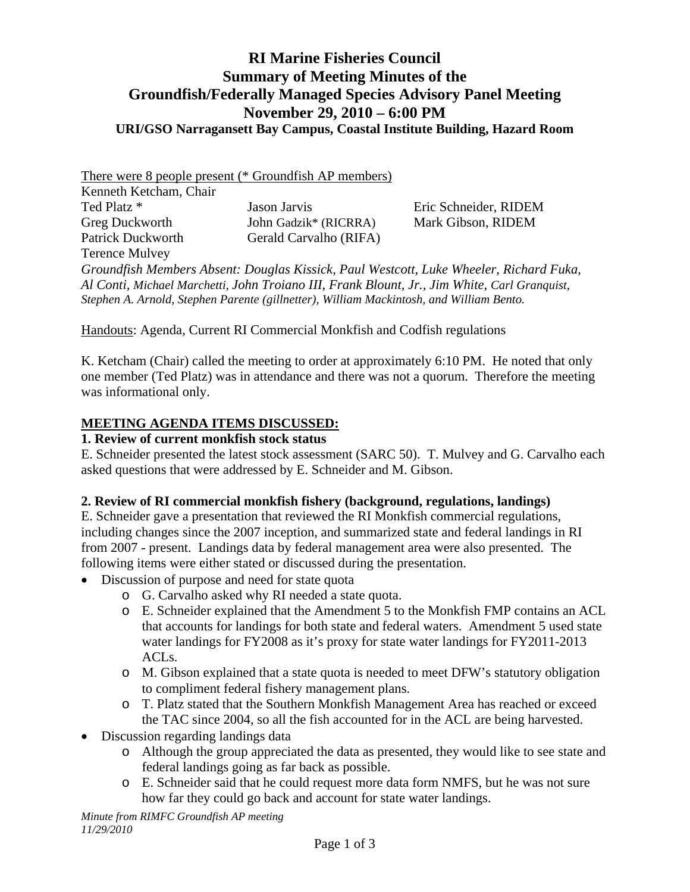# RI Marine Fisheries Council
# Summary of Meeting Minutes of the
# Groundfish/Federally Managed Species Advisory Panel Meeting
# November 29, 2010 – 6:00 PM

**URI/GSO Narragansett Bay Campus, Coastal Institute Building, Hazard Room**

There were 8 people present (* Groundfish AP members)

Kenneth Ketcham, Chair

| | | |
|---|---|---|
| Ted Platz * | Jason Jarvis | Eric Schneider, RIDEM |
| Greg Duckworth | John Gadzik* (RICRRA) | Mark Gibson, RIDEM |
| Patrick Duckworth | Gerald Carvalho (RIFA) | |
| Terence Mulvey | | |

*Groundfish Members Absent: Douglas Kissick, Paul Westcott, Luke Wheeler, Richard Fuka, Al Conti, Michael Marchetti, John Troiano III, Frank Blount, Jr., Jim White, Carl Granquist, Stephen A. Arnold, Stephen Parente (gillnetter), William Mackintosh, and William Bento.*

Handouts: Agenda, Current RI Commercial Monkfish and Codfish regulations

K. Ketcham (Chair) called the meeting to order at approximately 6:10 PM. He noted that only one member (Ted Platz) was in attendance and there was not a quorum. Therefore the meeting was informational only.

## MEETING AGENDA ITEMS DISCUSSED:

### 1. Review of current monkfish stock status

E. Schneider presented the latest stock assessment (SARC 50). T. Mulvey and G. Carvalho each asked questions that were addressed by E. Schneider and M. Gibson.

### 2. Review of RI commercial monkfish fishery (background, regulations, landings)

E. Schneider gave a presentation that reviewed the RI Monkfish commercial regulations, including changes since the 2007 inception, and summarized state and federal landings in RI from 2007 - present. Landings data by federal management area were also presented. The following items were either stated or discussed during the presentation.

- Discussion of purpose and need for state quota
  - G. Carvalho asked why RI needed a state quota.
  - E. Schneider explained that the Amendment 5 to the Monkfish FMP contains an ACL that accounts for landings for both state and federal waters. Amendment 5 used state water landings for FY2008 as it's proxy for state water landings for FY2011-2013 ACLs.
  - M. Gibson explained that a state quota is needed to meet DFW's statutory obligation to compliment federal fishery management plans.
  - T. Platz stated that the Southern Monkfish Management Area has reached or exceed the TAC since 2004, so all the fish accounted for in the ACL are being harvested.
- Discussion regarding landings data
  - Although the group appreciated the data as presented, they would like to see state and federal landings going as far back as possible.
  - E. Schneider said that he could request more data form NMFS, but he was not sure how far they could go back and account for state water landings.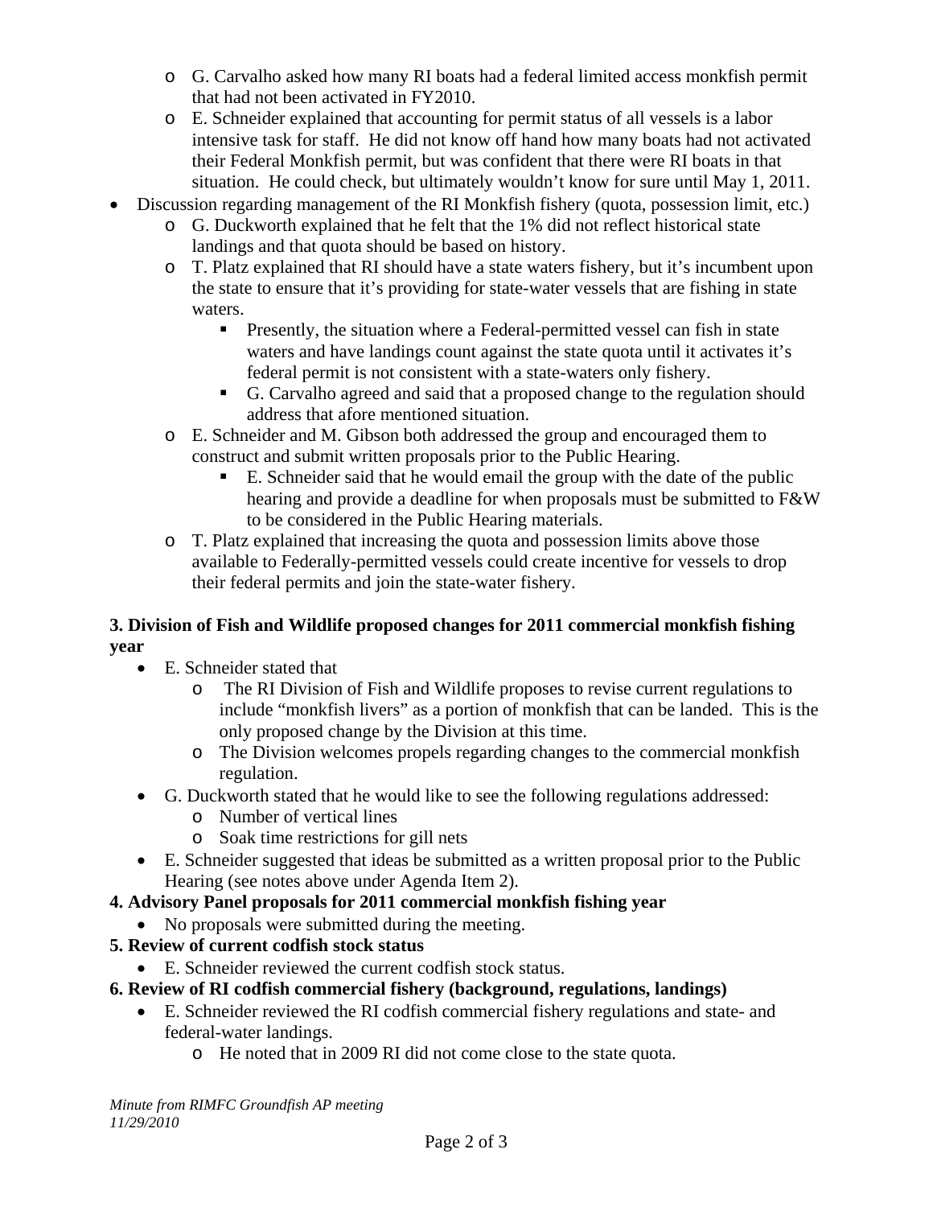- G. Carvalho asked how many RI boats had a federal limited access monkfish permit that had not been activated in FY2010.
  - E. Schneider explained that accounting for permit status of all vessels is a labor intensive task for staff. He did not know off hand how many boats had not activated their Federal Monkfish permit, but was confident that there were RI boats in that situation. He could check, but ultimately wouldn't know for sure until May 1, 2011.
- Discussion regarding management of the RI Monkfish fishery (quota, possession limit, etc.)
  - G. Duckworth explained that he felt that the 1% did not reflect historical state landings and that quota should be based on history.
  - T. Platz explained that RI should have a state waters fishery, but it's incumbent upon the state to ensure that it's providing for state-water vessels that are fishing in state waters.
    - Presently, the situation where a Federal-permitted vessel can fish in state waters and have landings count against the state quota until it activates it's federal permit is not consistent with a state-waters only fishery.
    - G. Carvalho agreed and said that a proposed change to the regulation should address that afore mentioned situation.
  - E. Schneider and M. Gibson both addressed the group and encouraged them to construct and submit written proposals prior to the Public Hearing.
    - E. Schneider said that he would email the group with the date of the public hearing and provide a deadline for when proposals must be submitted to F&W to be considered in the Public Hearing materials.
  - T. Platz explained that increasing the quota and possession limits above those available to Federally-permitted vessels could create incentive for vessels to drop their federal permits and join the state-water fishery.

**3. Division of Fish and Wildlife proposed changes for 2011 commercial monkfish fishing year**

- E. Schneider stated that
  - The RI Division of Fish and Wildlife proposes to revise current regulations to include "monkfish livers" as a portion of monkfish that can be landed. This is the only proposed change by the Division at this time.
  - The Division welcomes propels regarding changes to the commercial monkfish regulation.
- G. Duckworth stated that he would like to see the following regulations addressed:
  - Number of vertical lines
  - Soak time restrictions for gill nets
- E. Schneider suggested that ideas be submitted as a written proposal prior to the Public Hearing (see notes above under Agenda Item 2).

**4. Advisory Panel proposals for 2011 commercial monkfish fishing year**

- No proposals were submitted during the meeting.

**5. Review of current codfish stock status**

- E. Schneider reviewed the current codfish stock status.

**6. Review of RI codfish commercial fishery (background, regulations, landings)**

- E. Schneider reviewed the RI codfish commercial fishery regulations and state- and federal-water landings.
  - He noted that in 2009 RI did not come close to the state quota.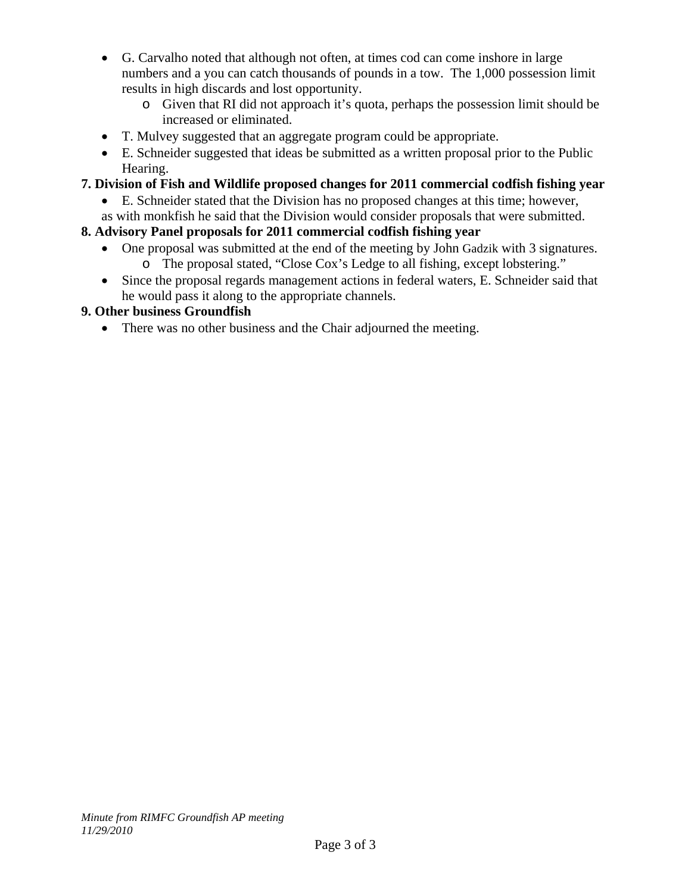- G. Carvalho noted that although not often, at times cod can come inshore in large numbers and a you can catch thousands of pounds in a tow. The 1,000 possession limit results in high discards and lost opportunity.
  - Given that RI did not approach it's quota, perhaps the possession limit should be increased or eliminated.
- T. Mulvey suggested that an aggregate program could be appropriate.
- E. Schneider suggested that ideas be submitted as a written proposal prior to the Public Hearing.

**7. Division of Fish and Wildlife proposed changes for 2011 commercial codfish fishing year**

- E. Schneider stated that the Division has no proposed changes at this time; however, as with monkfish he said that the Division would consider proposals that were submitted.

**8. Advisory Panel proposals for 2011 commercial codfish fishing year**

- One proposal was submitted at the end of the meeting by John Gadzik with 3 signatures.
  - The proposal stated, "Close Cox's Ledge to all fishing, except lobstering."
- Since the proposal regards management actions in federal waters, E. Schneider said that he would pass it along to the appropriate channels.

**9. Other business Groundfish**

- There was no other business and the Chair adjourned the meeting.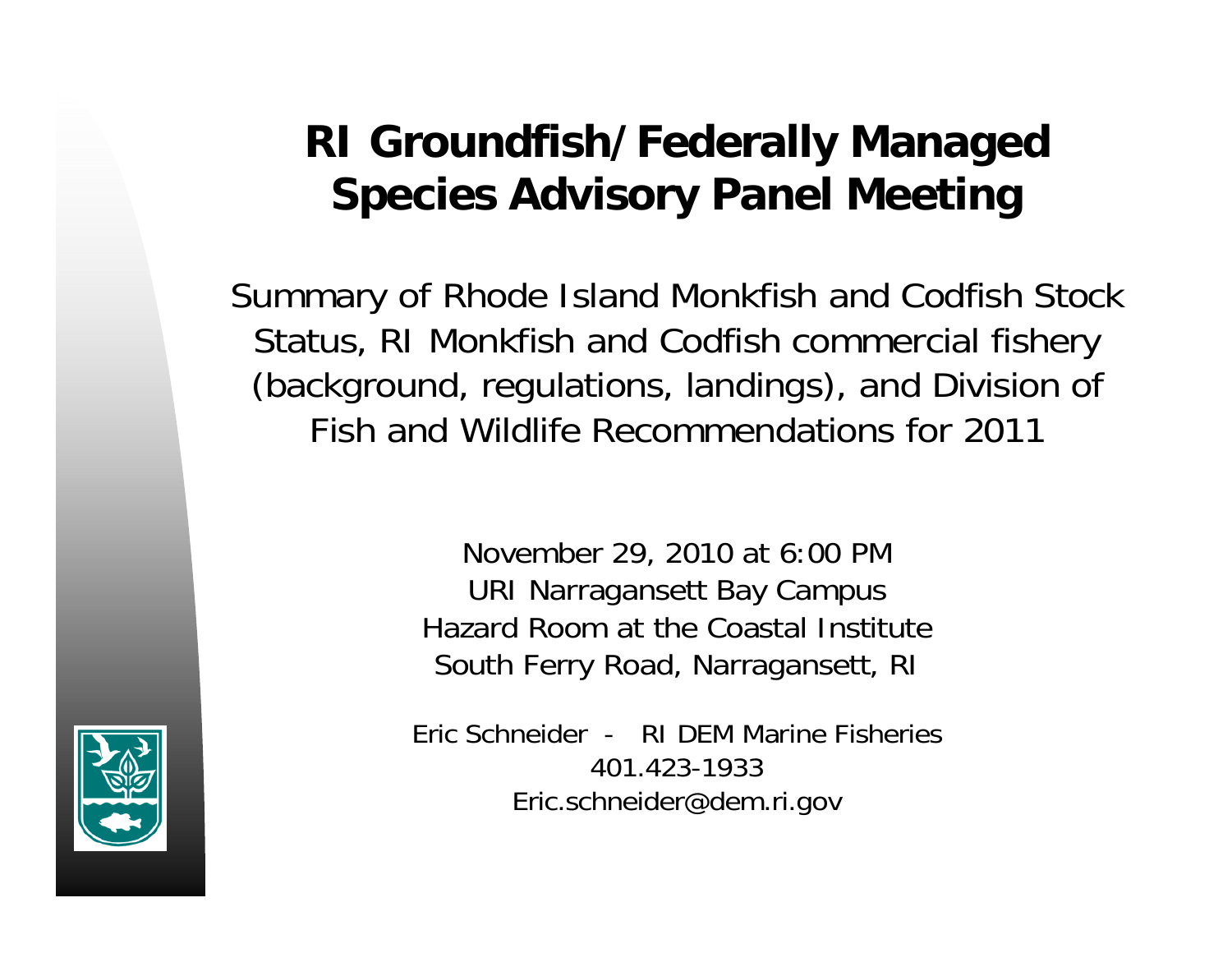# RI Groundfish/Federally Managed Species Advisory Panel Meeting

Summary of Rhode Island Monkfish and Codfish Stock Status, RI Monkfish and Codfish commercial fishery (background, regulations, landings), and Division of Fish and Wildlife Recommendations for 2011

November 29, 2010 at 6:00 PM
URI Narragansett Bay Campus
Hazard Room at the Coastal Institute
South Ferry Road, Narragansett, RI

Eric Schneider - RI DEM Marine Fisheries
401.423-1933
Eric.schneider@dem.ri.gov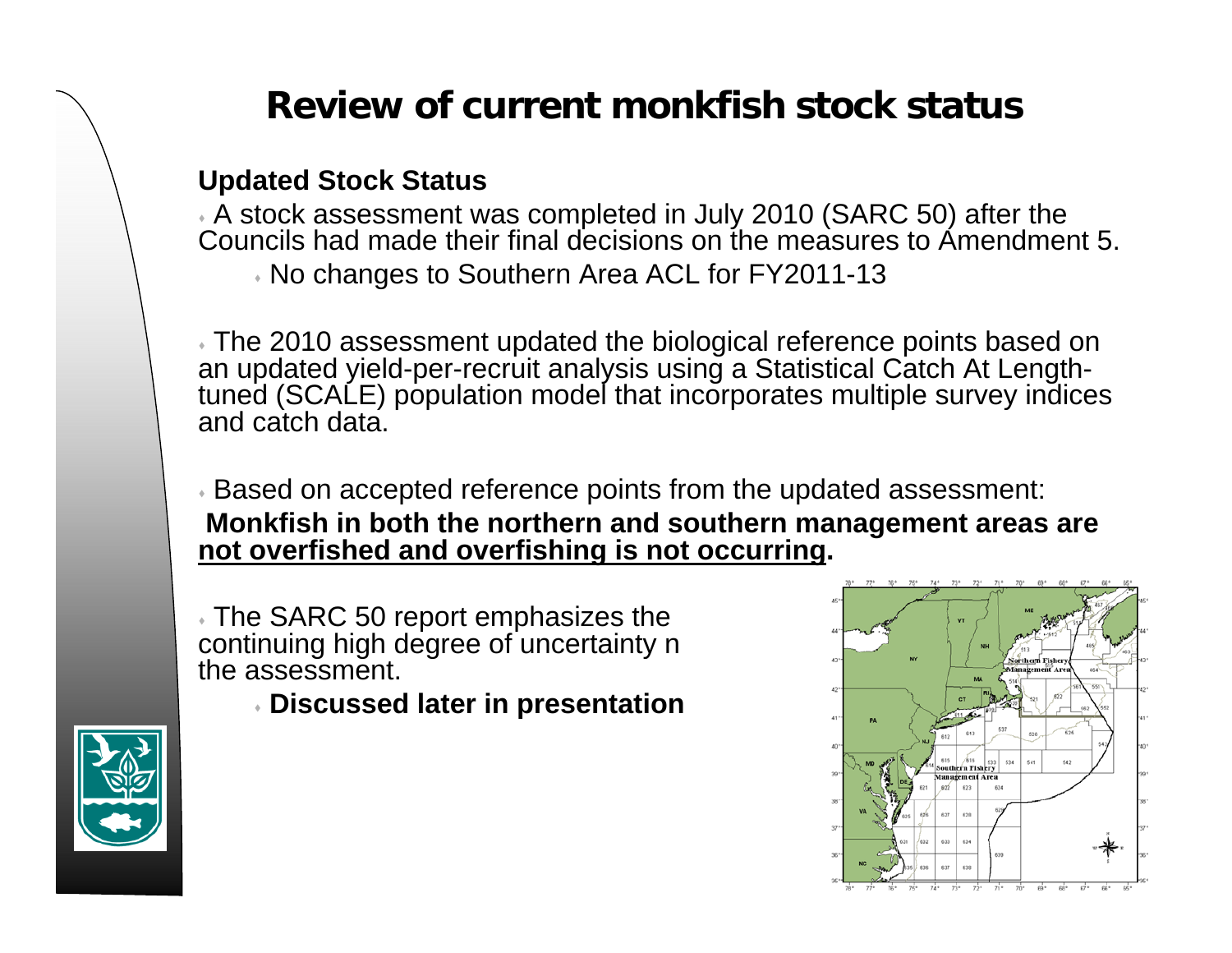# Review of current monkfish stock status

**Updated Stock Status**

- A stock assessment was completed in July 2010 (SARC 50) after the Councils had made their final decisions on the measures to Amendment 5.
  - No changes to Southern Area ACL for FY2011-13

- The 2010 assessment updated the biological reference points based on an updated yield-per-recruit analysis using a Statistical Catch At Length-tuned (SCALE) population model that incorporates multiple survey indices and catch data.

- Based on accepted reference points from the updated assessment: **Monkfish in both the northern and southern management areas are <u>not overfished and overfishing is not occurring</u>.**

- The SARC 50 report emphasizes the continuing high degree of uncertainty n the assessment.
  - **Discussed later in presentation**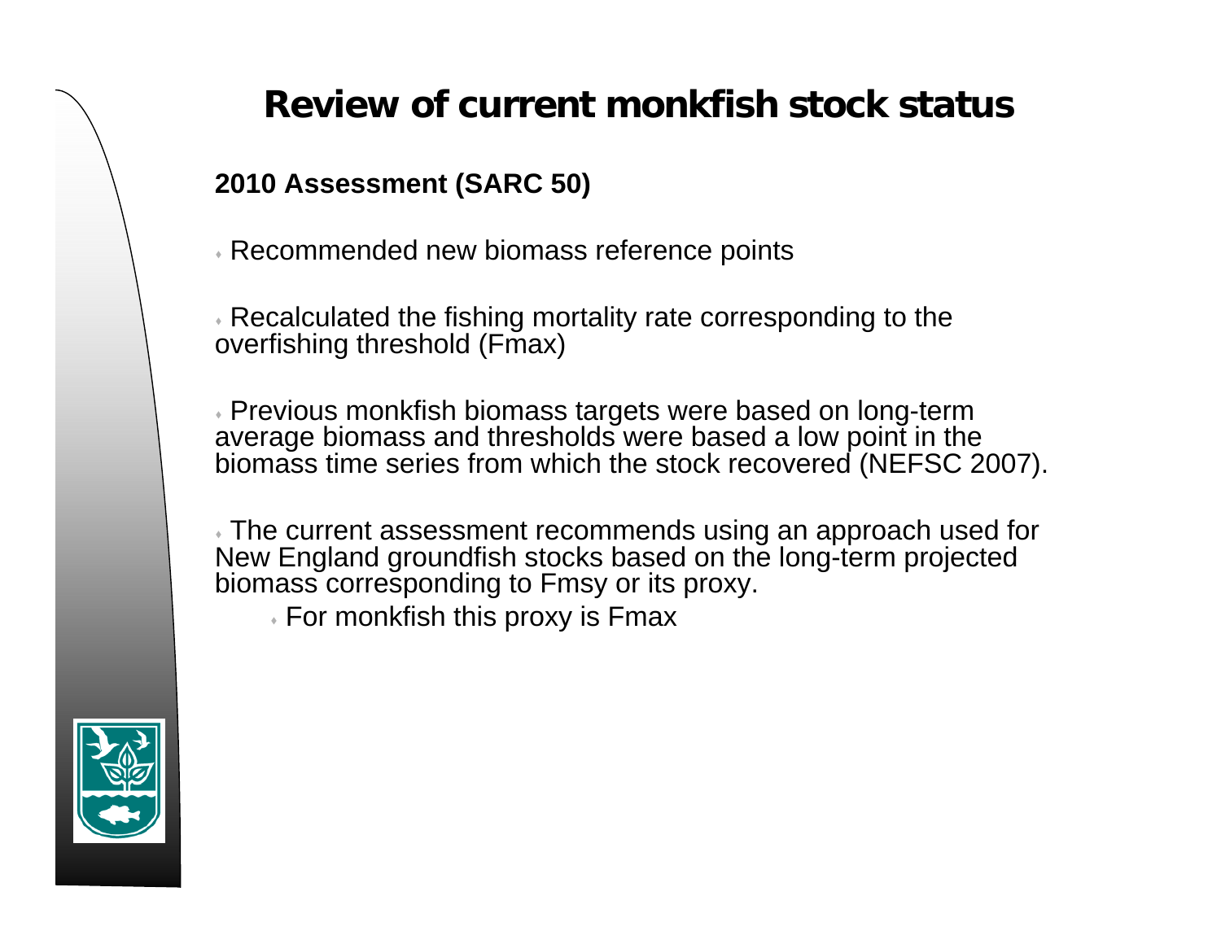# Review of current monkfish stock status

**2010 Assessment (SARC 50)**

- Recommended new biomass reference points
- Recalculated the fishing mortality rate corresponding to the overfishing threshold (Fmax)
- Previous monkfish biomass targets were based on long-term average biomass and thresholds were based a low point in the biomass time series from which the stock recovered (NEFSC 2007).
- The current assessment recommends using an approach used for New England groundfish stocks based on the long-term projected biomass corresponding to Fmsy or its proxy.
  - For monkfish this proxy is Fmax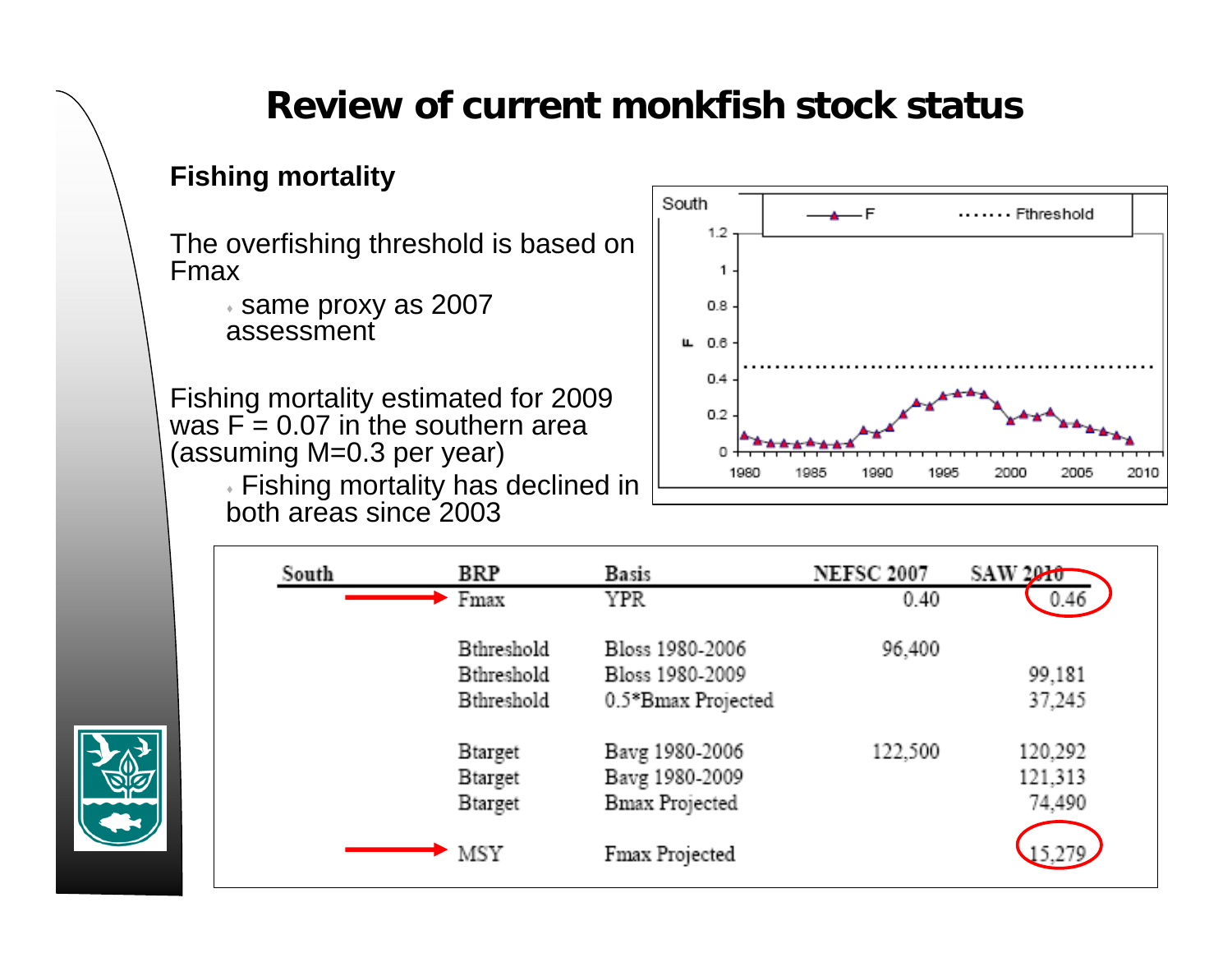# Review of current monkfish stock status

**Fishing mortality**

The overfishing threshold is based on Fmax

- same proxy as 2007 assessment

Fishing mortality estimated for 2009 was F = 0.07 in the southern area (assuming M=0.3 per year)

- Fishing mortality has declined in both areas since 2003

| South | BRP | Basis | NEFSC 2007 | SAW 2010 |
|---|---|---|---|---|
| | Fmax | YPR | 0.40 | 0.46 |
| | Bthreshold | Bloss 1980-2006 | 96,400 | |
| | Bthreshold | Bloss 1980-2009 | | 99,181 |
| | Bthreshold | 0.5*Bmax Projected | | 37,245 |
| | Btarget | Bavg 1980-2006 | 122,500 | 120,292 |
| | Btarget | Bavg 1980-2009 | | 121,313 |
| | Btarget | Bmax Projected | | 74,490 |
| | MSY | Fmax Projected | | 15,279 |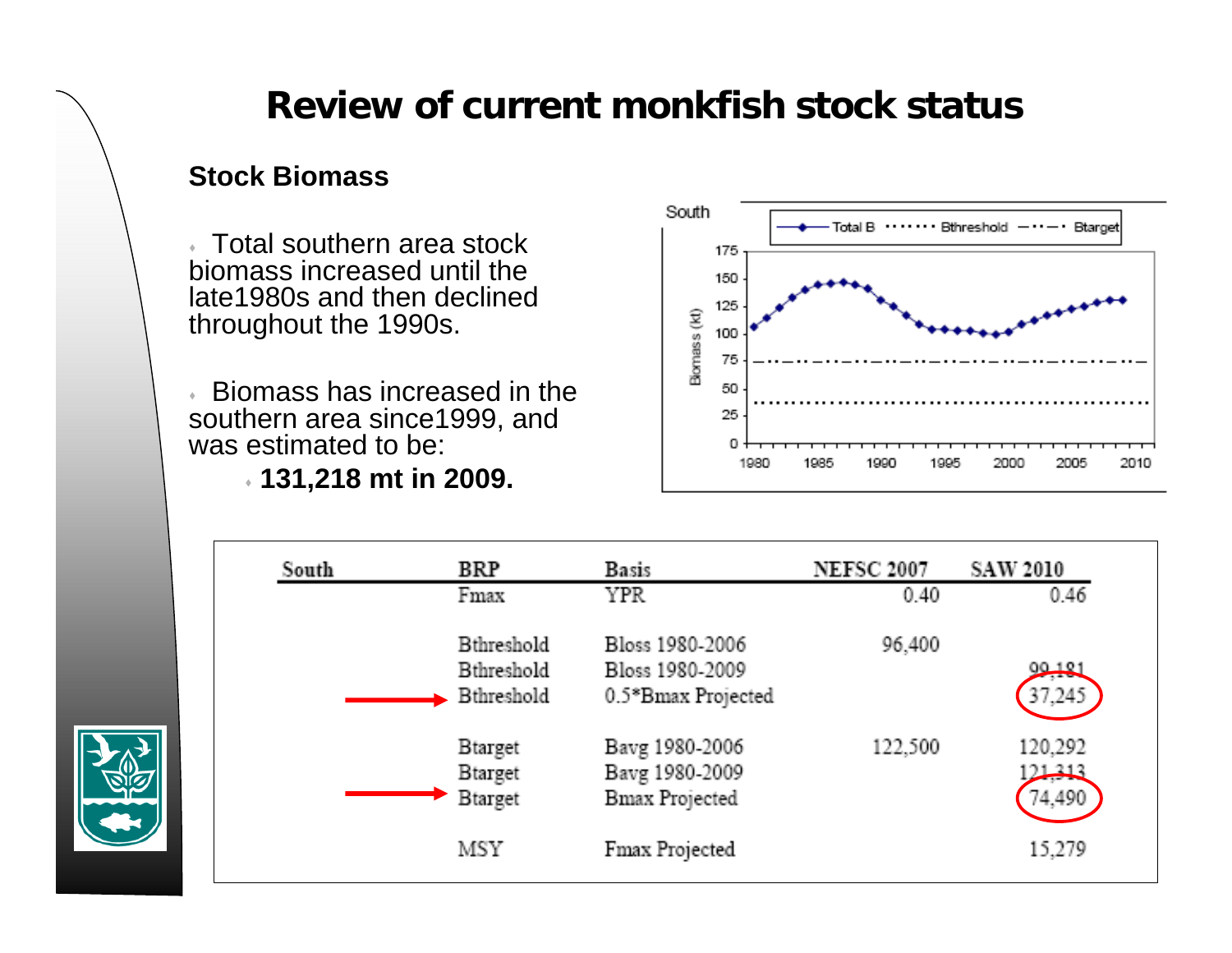# Review of current monkfish stock status

## Stock Biomass

- Total southern area stock biomass increased until the late1980s and then declined throughout the 1990s.
- Biomass has increased in the southern area since1999, and was estimated to be:
  - **131,218 mt in 2009.**

| South | BRP | Basis | NEFSC 2007 | SAW 2010 |
|---|---|---|---|---|
| | Fmax | YPR | 0.40 | 0.46 |
| | Bthreshold | Bloss 1980-2006 | 96,400 | |
| | Bthreshold | Bloss 1980-2009 | | 99,181 |
| → | Bthreshold | 0.5*Bmax Projected | | 37,245 |
| | Btarget | Bavg 1980-2006 | 122,500 | 120,292 |
| | Btarget | Bavg 1980-2009 | | 121,313 |
| → | Btarget | Bmax Projected | | 74,490 |
| | MSY | Fmax Projected | | 15,279 |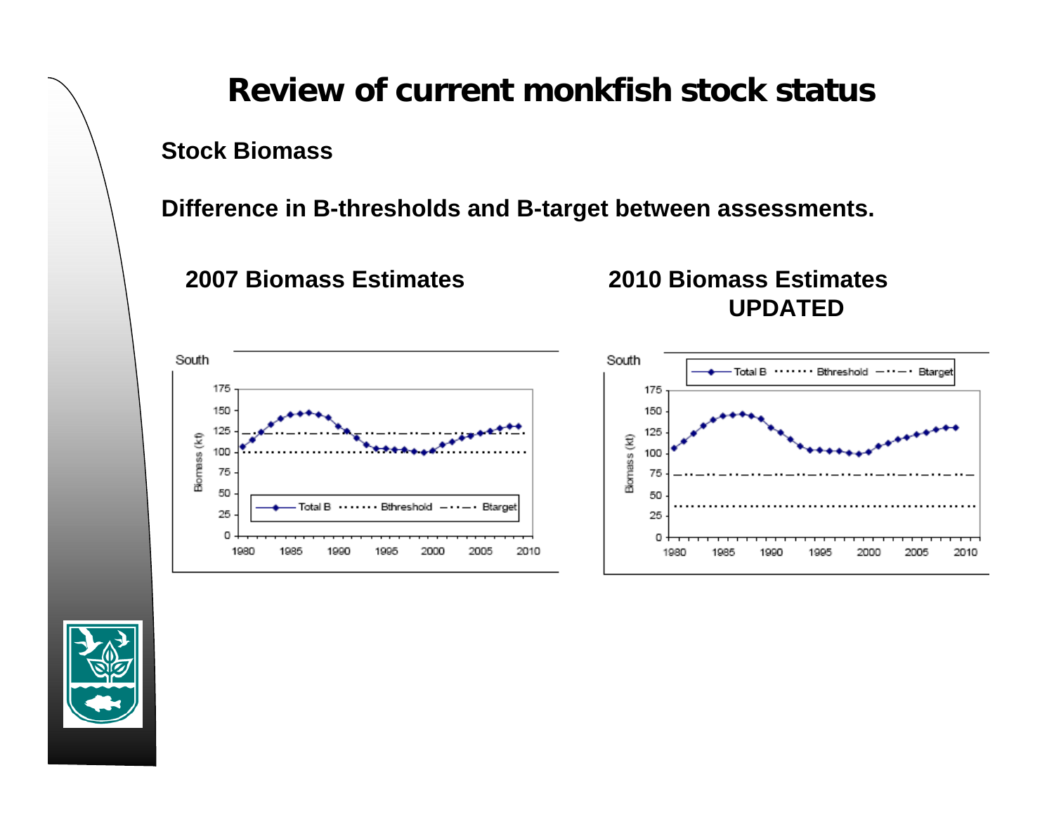# Review of current monkfish stock status

**Stock Biomass**

**Difference in B-thresholds and B-target between assessments.**

**2007 Biomass Estimates**

**2010 Biomass Estimates UPDATED**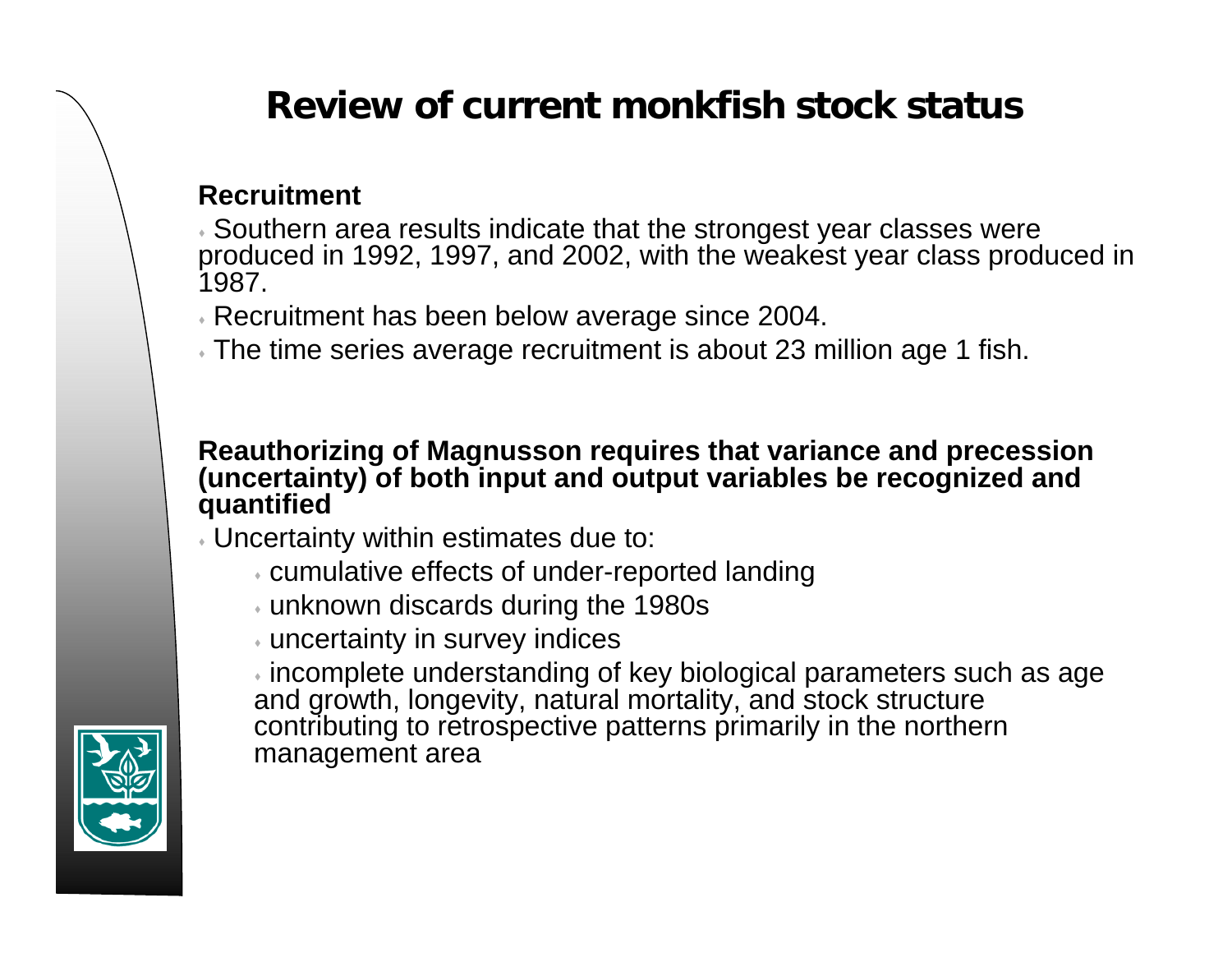# Review of current monkfish stock status

**Recruitment**

- Southern area results indicate that the strongest year classes were produced in 1992, 1997, and 2002, with the weakest year class produced in 1987.
- Recruitment has been below average since 2004.
- The time series average recruitment is about 23 million age 1 fish.

**Reauthorizing of Magnusson requires that variance and precession (uncertainty) of both input and output variables be recognized and quantified**

- Uncertainty within estimates due to:
  - cumulative effects of under-reported landing
  - unknown discards during the 1980s
  - uncertainty in survey indices
  - incomplete understanding of key biological parameters such as age and growth, longevity, natural mortality, and stock structure contributing to retrospective patterns primarily in the northern management area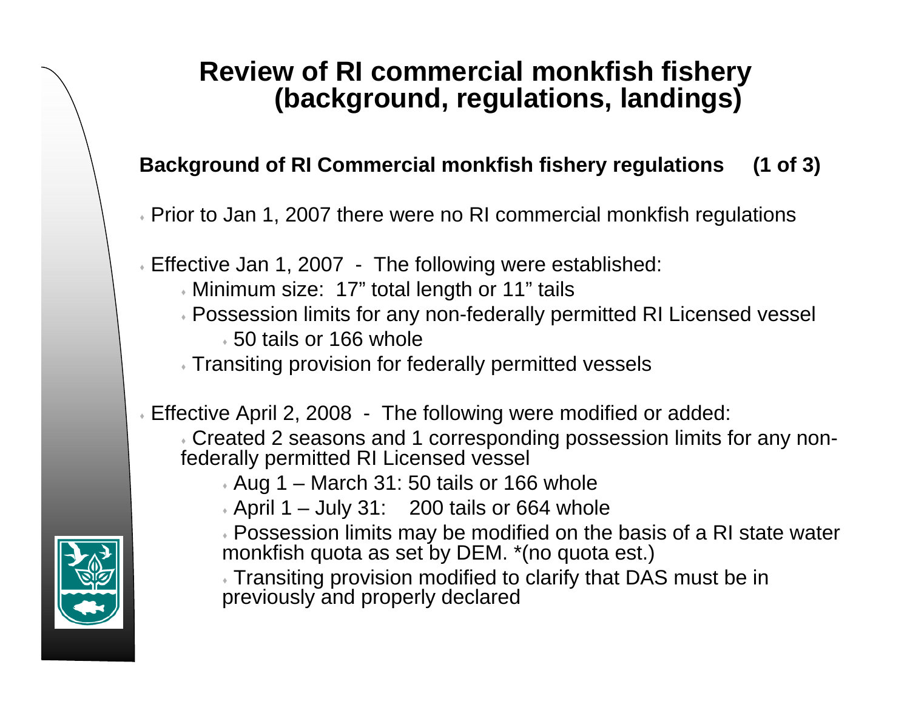# Review of RI commercial monkfish fishery (background, regulations, landings)

**Background of RI Commercial monkfish fishery regulations (1 of 3)**

- Prior to Jan 1, 2007 there were no RI commercial monkfish regulations
- Effective Jan 1, 2007 - The following were established:
  - Minimum size: 17" total length or 11" tails
  - Possession limits for any non-federally permitted RI Licensed vessel
    - 50 tails or 166 whole
  - Transiting provision for federally permitted vessels
- Effective April 2, 2008 - The following were modified or added:
  - Created 2 seasons and 1 corresponding possession limits for any non-federally permitted RI Licensed vessel
    - Aug 1 – March 31: 50 tails or 166 whole
    - April 1 – July 31: 200 tails or 664 whole
    - Possession limits may be modified on the basis of a RI state water monkfish quota as set by DEM. *(no quota est.)
    - Transiting provision modified to clarify that DAS must be in previously and properly declared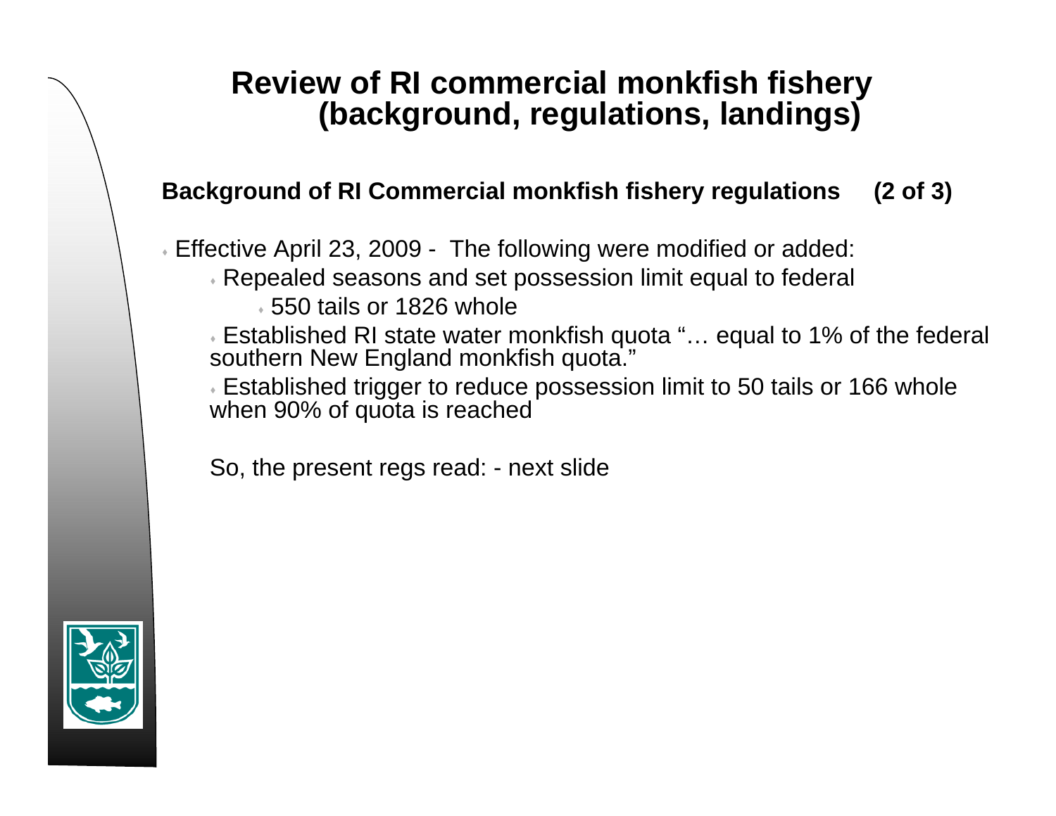# Review of RI commercial monkfish fishery (background, regulations, landings)

**Background of RI Commercial monkfish fishery regulations (2 of 3)**

- Effective April 23, 2009 - The following were modified or added:
  - Repealed seasons and set possession limit equal to federal
    - 550 tails or 1826 whole
  - Established RI state water monkfish quota "… equal to 1% of the federal southern New England monkfish quota."
  - Established trigger to reduce possession limit to 50 tails or 166 whole when 90% of quota is reached

So, the present regs read: - next slide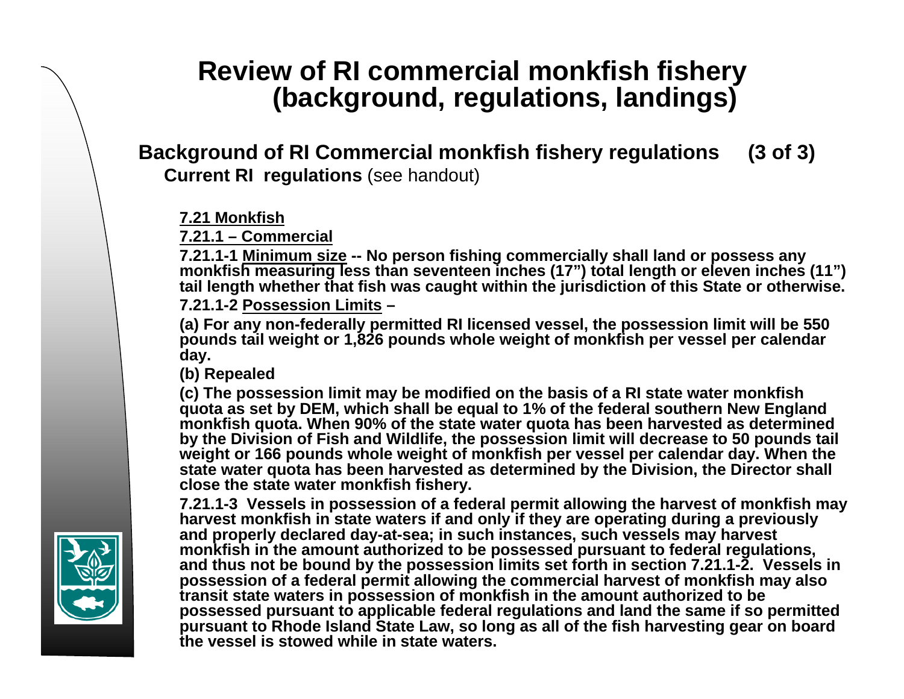# Review of RI commercial monkfish fishery (background, regulations, landings)

## Background of RI Commercial monkfish fishery regulations (3 of 3)

**Current RI regulations** (see handout)

**7.21 Monkfish**

**7.21.1 – Commercial**

**7.21.1-1 Minimum size -- No person fishing commercially shall land or possess any monkfish measuring less than seventeen inches (17") total length or eleven inches (11") tail length whether that fish was caught within the jurisdiction of this State or otherwise.**

**7.21.1-2 Possession Limits –**

**(a) For any non-federally permitted RI licensed vessel, the possession limit will be 550 pounds tail weight or 1,826 pounds whole weight of monkfish per vessel per calendar day.**

**(b) Repealed**

**(c) The possession limit may be modified on the basis of a RI state water monkfish quota as set by DEM, which shall be equal to 1% of the federal southern New England monkfish quota. When 90% of the state water quota has been harvested as determined by the Division of Fish and Wildlife, the possession limit will decrease to 50 pounds tail weight or 166 pounds whole weight of monkfish per vessel per calendar day. When the state water quota has been harvested as determined by the Division, the Director shall close the state water monkfish fishery.**

**7.21.1-3 Vessels in possession of a federal permit allowing the harvest of monkfish may harvest monkfish in state waters if and only if they are operating during a previously and properly declared day-at-sea; in such instances, such vessels may harvest monkfish in the amount authorized to be possessed pursuant to federal regulations, and thus not be bound by the possession limits set forth in section 7.21.1-2. Vessels in possession of a federal permit allowing the commercial harvest of monkfish may also transit state waters in possession of monkfish in the amount authorized to be possessed pursuant to applicable federal regulations and land the same if so permitted pursuant to Rhode Island State Law, so long as all of the fish harvesting gear on board the vessel is stowed while in state waters.**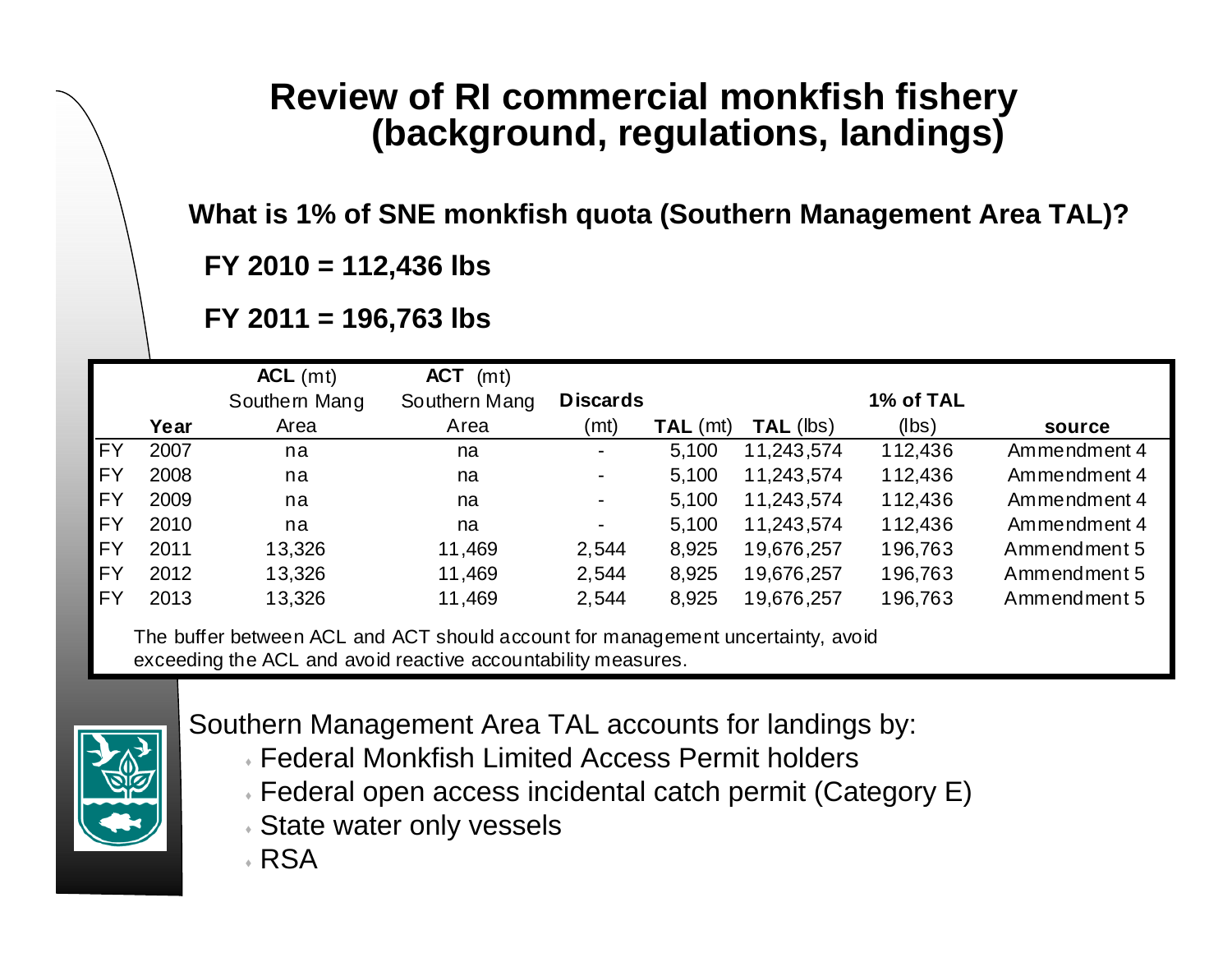# Review of RI commercial monkfish fishery (background, regulations, landings)

**What is 1% of SNE monkfish quota (Southern Management Area TAL)?**

**FY 2010 = 112,436 lbs**

**FY 2011 = 196,763 lbs**

| | Year | **ACL** (mt) Southern Mang Area | **ACT** (mt) Southern Mang Area | **Discards** (mt) | **TAL** (mt) | **TAL** (lbs) | **1% of TAL** (lbs) | **source** |
|---|---|---|---|---|---|---|---|---|
| FY | 2007 | na | na | - | 5,100 | 11,243,574 | 112,436 | Ammendment 4 |
| FY | 2008 | na | na | - | 5,100 | 11,243,574 | 112,436 | Ammendment 4 |
| FY | 2009 | na | na | - | 5,100 | 11,243,574 | 112,436 | Ammendment 4 |
| FY | 2010 | na | na | - | 5,100 | 11,243,574 | 112,436 | Ammendment 4 |
| FY | 2011 | 13,326 | 11,469 | 2,544 | 8,925 | 19,676,257 | 196,763 | Ammendment 5 |
| FY | 2012 | 13,326 | 11,469 | 2,544 | 8,925 | 19,676,257 | 196,763 | Ammendment 5 |
| FY | 2013 | 13,326 | 11,469 | 2,544 | 8,925 | 19,676,257 | 196,763 | Ammendment 5 |

The buffer between ACL and ACT should account for management uncertainty, avoid exceeding the ACL and avoid reactive accountability measures.

Southern Management Area TAL accounts for landings by:

- Federal Monkfish Limited Access Permit holders
- Federal open access incidental catch permit (Category E)
- State water only vessels
- RSA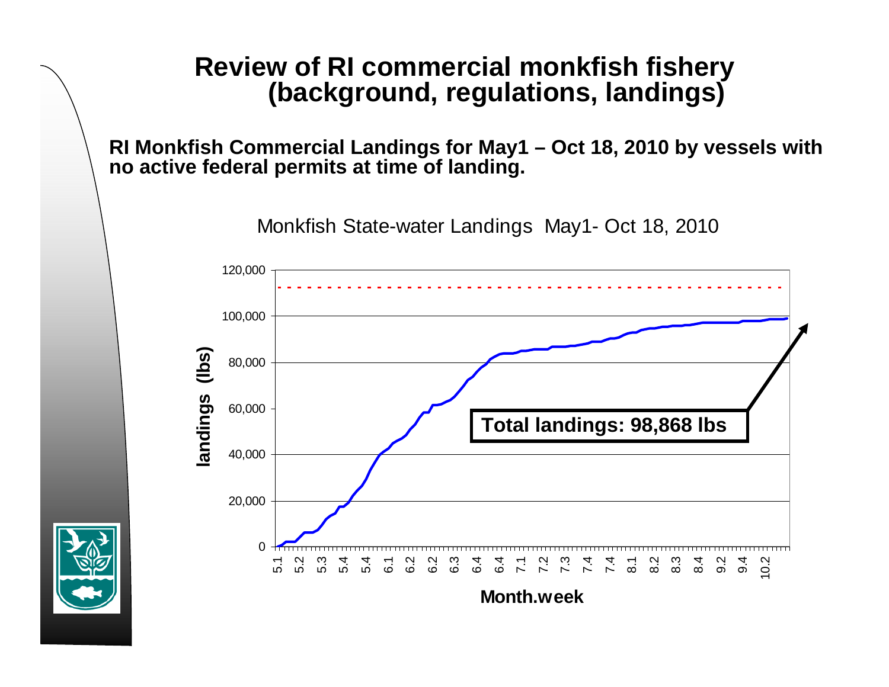# Review of RI commercial monkfish fishery (background, regulations, landings)

**RI Monkfish Commercial Landings for May1 – Oct 18, 2010 by vessels with no active federal permits at time of landing.**

Monkfish State-water Landings May1- Oct 18, 2010

**Total landings: 98,868 lbs**

landings (lbs)

Month.week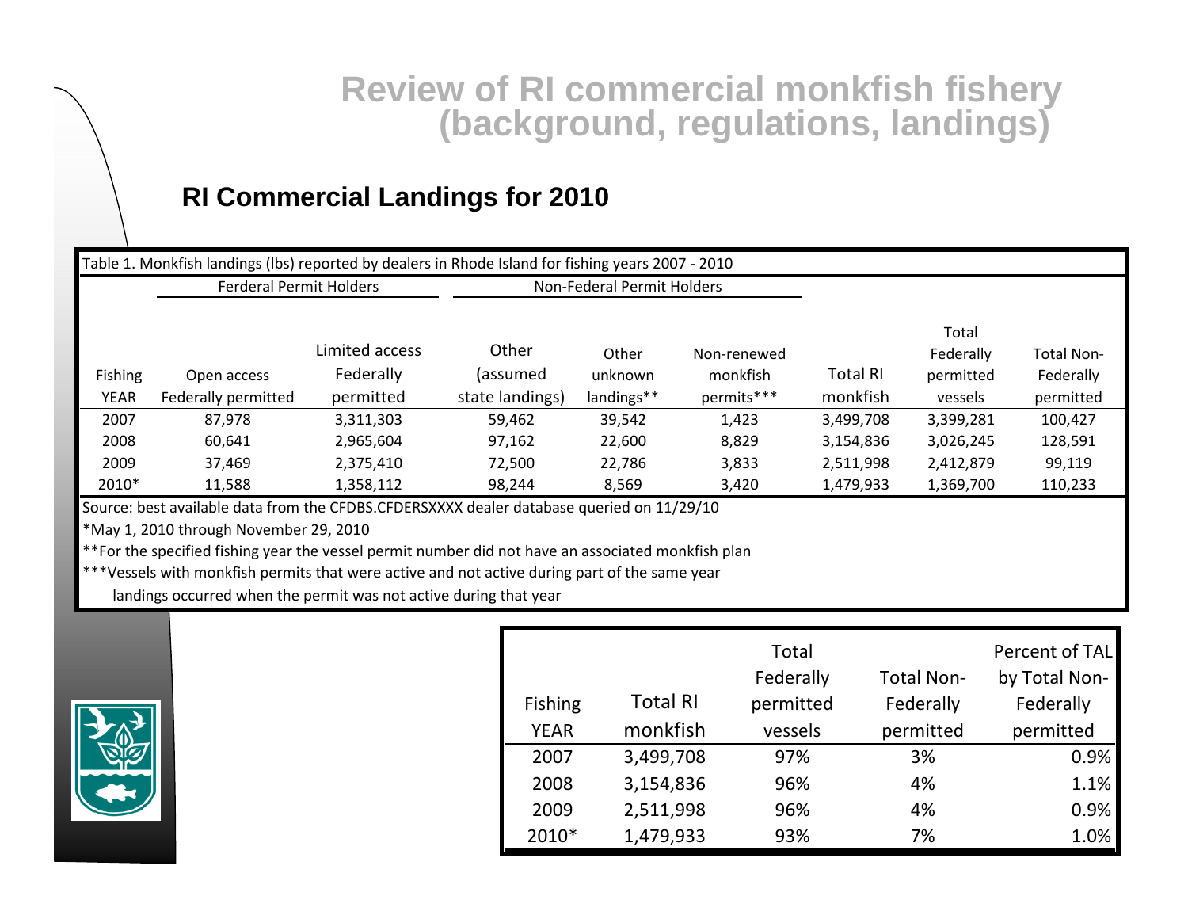# Review of RI commercial monkfish fishery (background, regulations, landings)

## RI Commercial Landings for 2010

Table 1. Monkfish landings (lbs) reported by dealers in Rhode Island for fishing years 2007 - 2010

| | Ferderal Permit Holders | | Non-Federal Permit Holders | | | | | |
|---|---|---|---|---|---|---|---|---|
| Fishing YEAR | Open access Federally permitted | Limited access Federally permitted | Other (assumed state landings) | Other unknown landings** | Non-renewed monkfish permits*** | Total RI monkfish | Total Federally permitted vessels | Total Non-Federally permitted |
| 2007 | 87,978 | 3,311,303 | 59,462 | 39,542 | 1,423 | 3,499,708 | 3,399,281 | 100,427 |
| 2008 | 60,641 | 2,965,604 | 97,162 | 22,600 | 8,829 | 3,154,836 | 3,026,245 | 128,591 |
| 2009 | 37,469 | 2,375,410 | 72,500 | 22,786 | 3,833 | 2,511,998 | 2,412,879 | 99,119 |
| 2010* | 11,588 | 1,358,112 | 98,244 | 8,569 | 3,420 | 1,479,933 | 1,369,700 | 110,233 |

Source: best available data from the CFDBS.CFDERSXXXX dealer database queried on 11/29/10

*May 1, 2010 through November 29, 2010

**For the specified fishing year the vessel permit number did not have an associated monkfish plan

***Vessels with monkfish permits that were active and not active during part of the same year landings occurred when the permit was not active during that year

| Fishing YEAR | Total RI monkfish | Total Federally permitted vessels | Total Non-Federally permitted | Percent of TAL by Total Non-Federally permitted |
|---|---|---|---|---|
| 2007 | 3,499,708 | 97% | 3% | 0.9% |
| 2008 | 3,154,836 | 96% | 4% | 1.1% |
| 2009 | 2,511,998 | 96% | 4% | 0.9% |
| 2010* | 1,479,933 | 93% | 7% | 1.0% |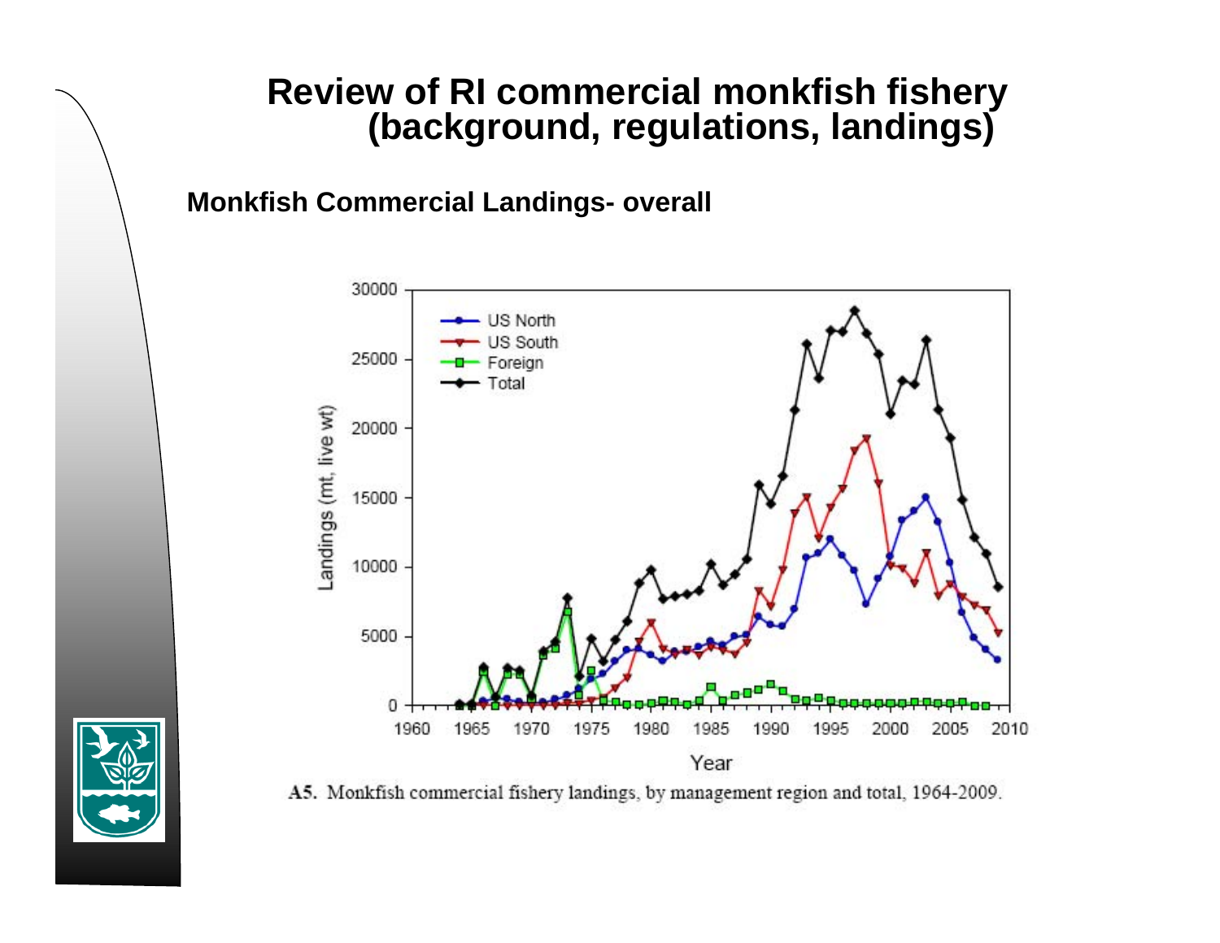# Review of RI commercial monkfish fishery (background, regulations, landings)

**Monkfish Commercial Landings- overall**

A5. Monkfish commercial fishery landings, by management region and total, 1964-2009.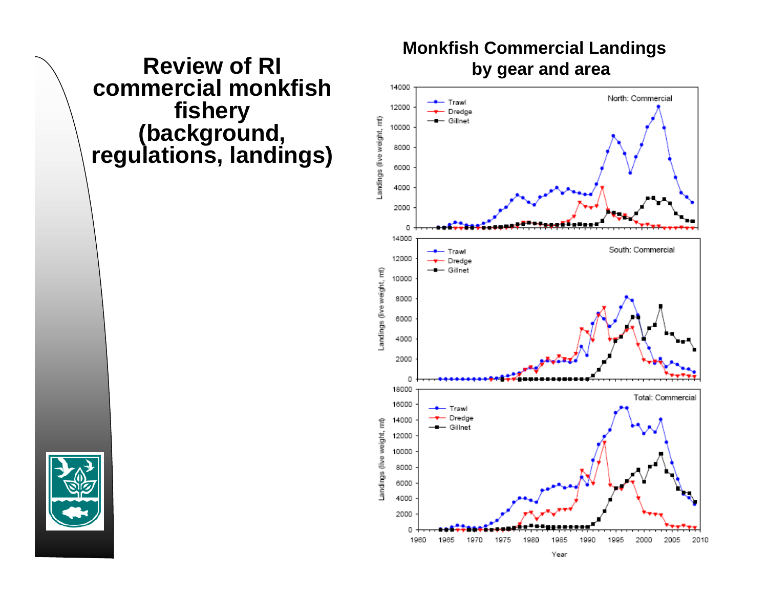# Review of RI commercial monkfish fishery (background, regulations, landings)

**Monkfish Commercial Landings by gear and area**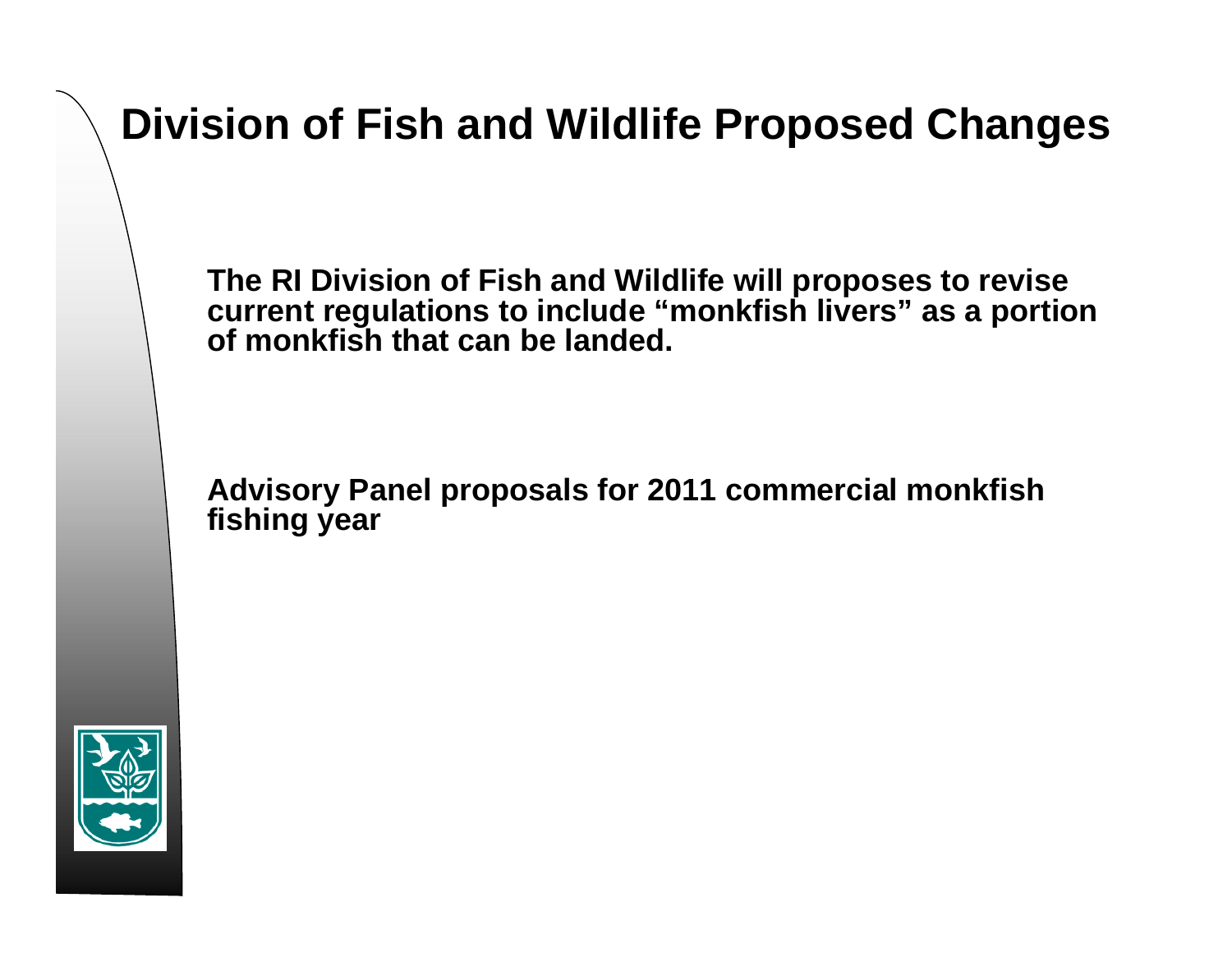# Division of Fish and Wildlife Proposed Changes

**The RI Division of Fish and Wildlife will proposes to revise current regulations to include "monkfish livers" as a portion of monkfish that can be landed.**

**Advisory Panel proposals for 2011 commercial monkfish fishing year**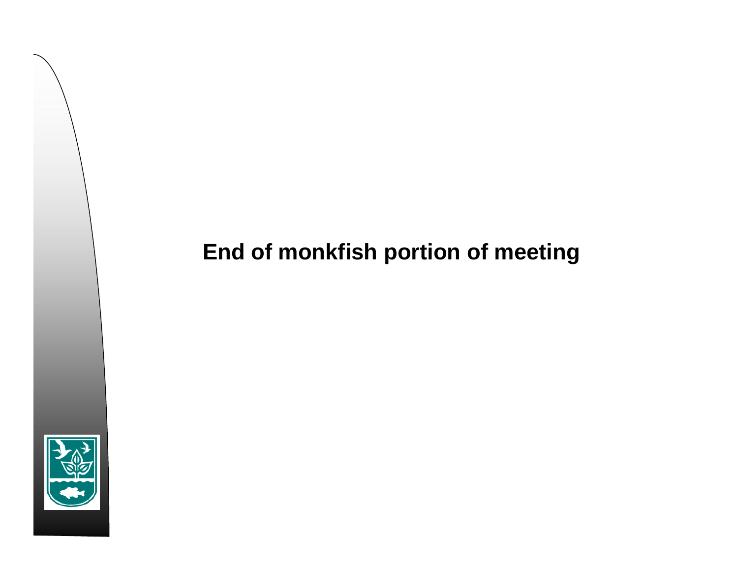**End of monkfish portion of meeting**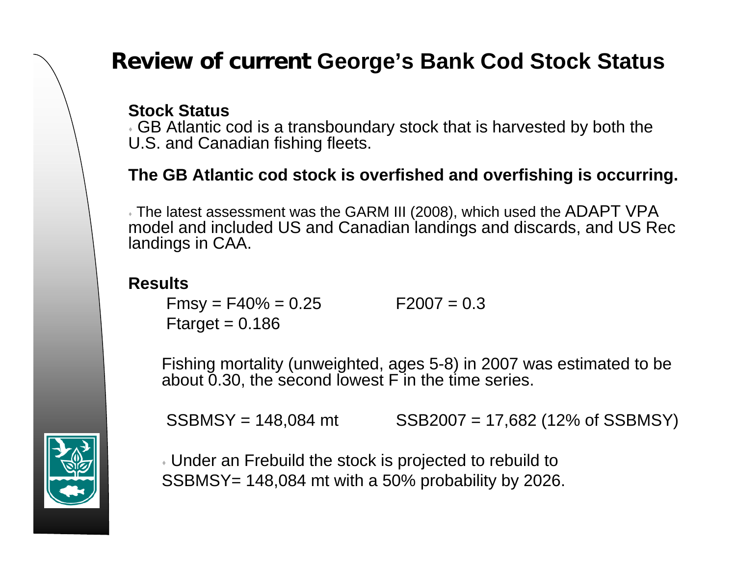# Review of current George's Bank Cod Stock Status

**Stock Status**

- GB Atlantic cod is a transboundary stock that is harvested by both the U.S. and Canadian fishing fleets.

**The GB Atlantic cod stock is overfished and overfishing is occurring.**

- The latest assessment was the GARM III (2008), which used the ADAPT VPA model and included US and Canadian landings and discards, and US Rec landings in CAA.

**Results**

Fmsy = F40% = 0.25 F2007 = 0.3

Ftarget = 0.186

Fishing mortality (unweighted, ages 5-8) in 2007 was estimated to be about 0.30, the second lowest F in the time series.

SSBMSY = 148,084 mt SSB2007 = 17,682 (12% of SSBMSY)

- Under an Frebuild the stock is projected to rebuild to SSBMSY= 148,084 mt with a 50% probability by 2026.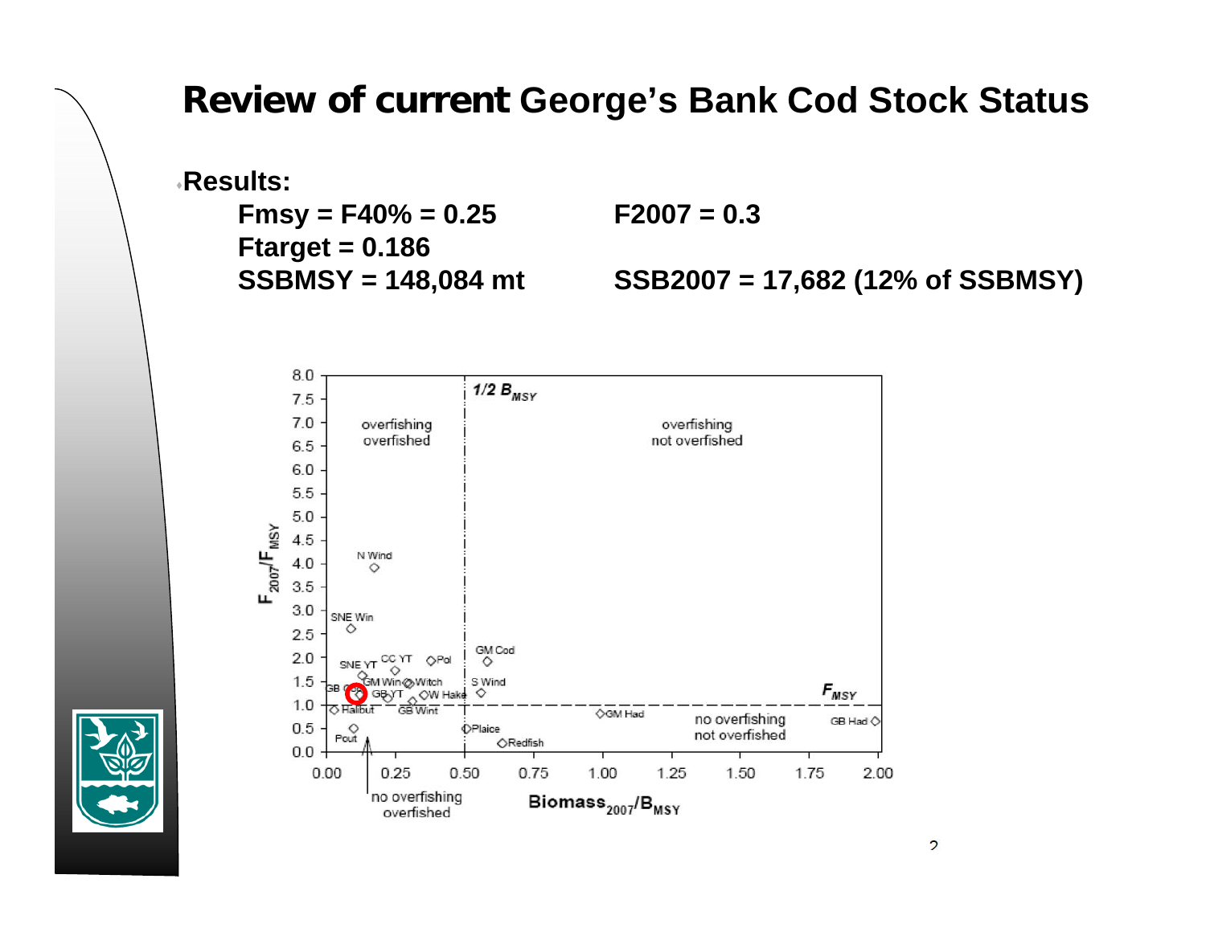# Review of current George's Bank Cod Stock Status

- **Results:**

  **Fmsy = F40% = 0.25** **F2007 = 0.3**

  **Ftarget = 0.186**

  **SSBMSY = 148,084 mt** **SSB2007 = 17,682 (12% of SSBMSY)**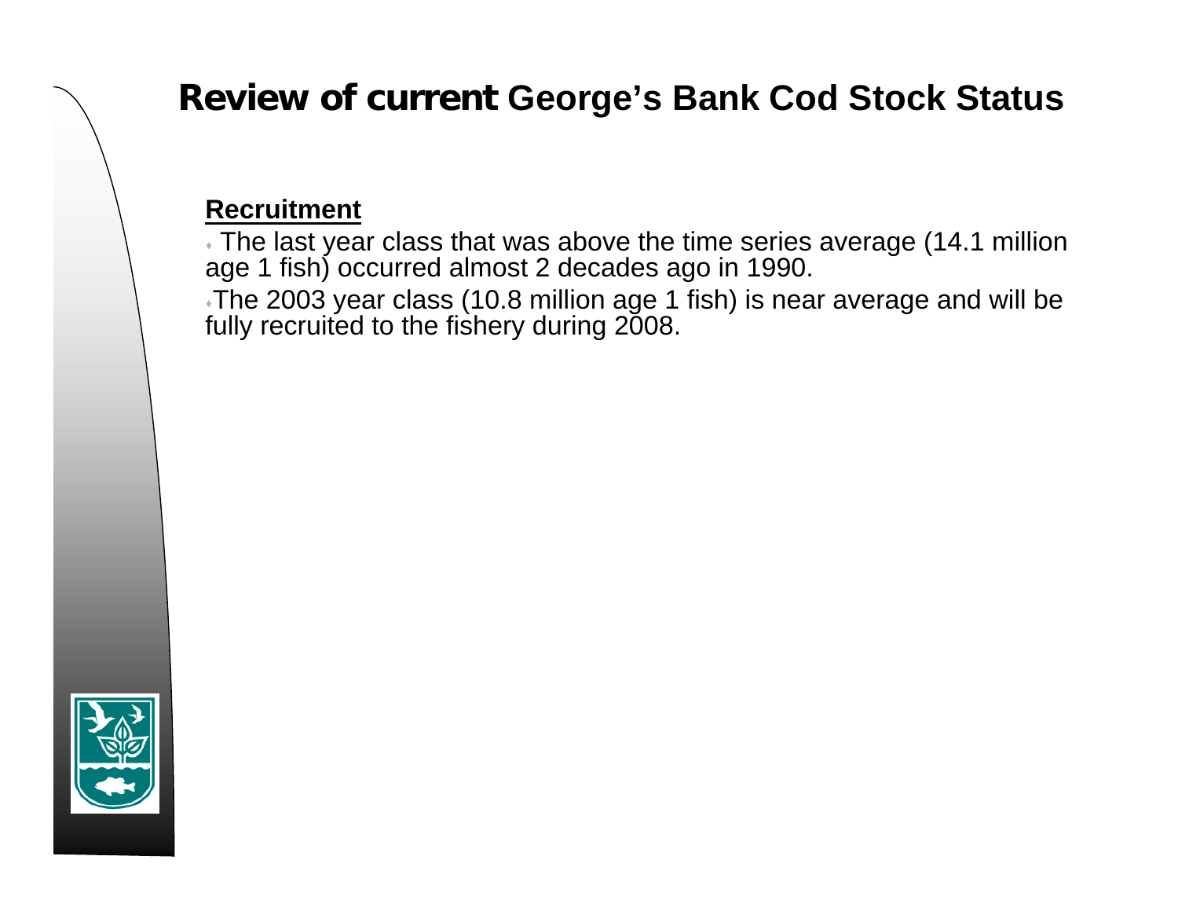# Review of current George's Bank Cod Stock Status

**Recruitment**

- The last year class that was above the time series average (14.1 million age 1 fish) occurred almost 2 decades ago in 1990.
- The 2003 year class (10.8 million age 1 fish) is near average and will be fully recruited to the fishery during 2008.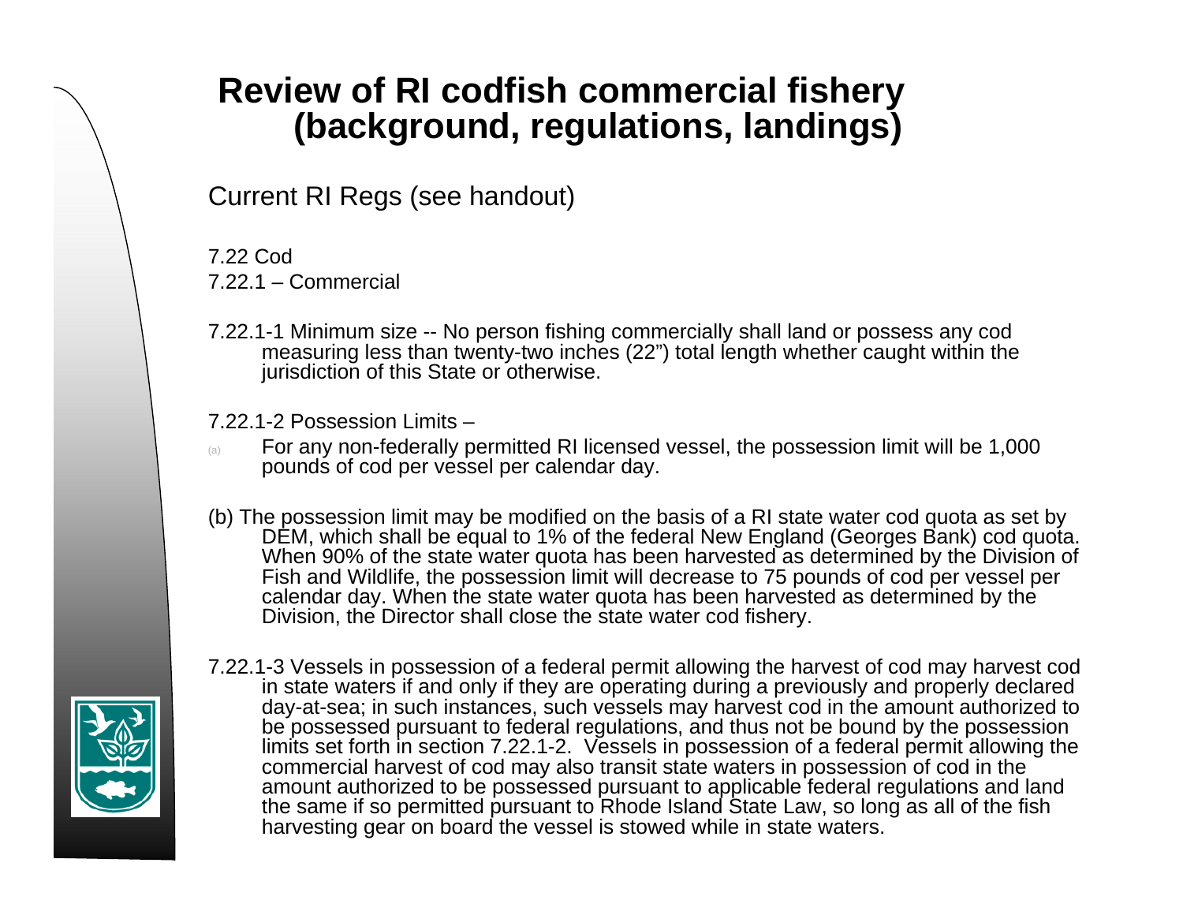# Review of RI codfish commercial fishery (background, regulations, landings)

Current RI Regs (see handout)

7.22 Cod
7.22.1 – Commercial

7.22.1-1 Minimum size -- No person fishing commercially shall land or possess any cod measuring less than twenty-two inches (22") total length whether caught within the jurisdiction of this State or otherwise.

7.22.1-2 Possession Limits –

(a) For any non-federally permitted RI licensed vessel, the possession limit will be 1,000 pounds of cod per vessel per calendar day.

(b) The possession limit may be modified on the basis of a RI state water cod quota as set by DEM, which shall be equal to 1% of the federal New England (Georges Bank) cod quota. When 90% of the state water quota has been harvested as determined by the Division of Fish and Wildlife, the possession limit will decrease to 75 pounds of cod per vessel per calendar day. When the state water quota has been harvested as determined by the Division, the Director shall close the state water cod fishery.

7.22.1-3 Vessels in possession of a federal permit allowing the harvest of cod may harvest cod in state waters if and only if they are operating during a previously and properly declared day-at-sea; in such instances, such vessels may harvest cod in the amount authorized to be possessed pursuant to federal regulations, and thus not be bound by the possession limits set forth in section 7.22.1-2. Vessels in possession of a federal permit allowing the commercial harvest of cod may also transit state waters in possession of cod in the amount authorized to be possessed pursuant to applicable federal regulations and land the same if so permitted pursuant to Rhode Island State Law, so long as all of the fish harvesting gear on board the vessel is stowed while in state waters.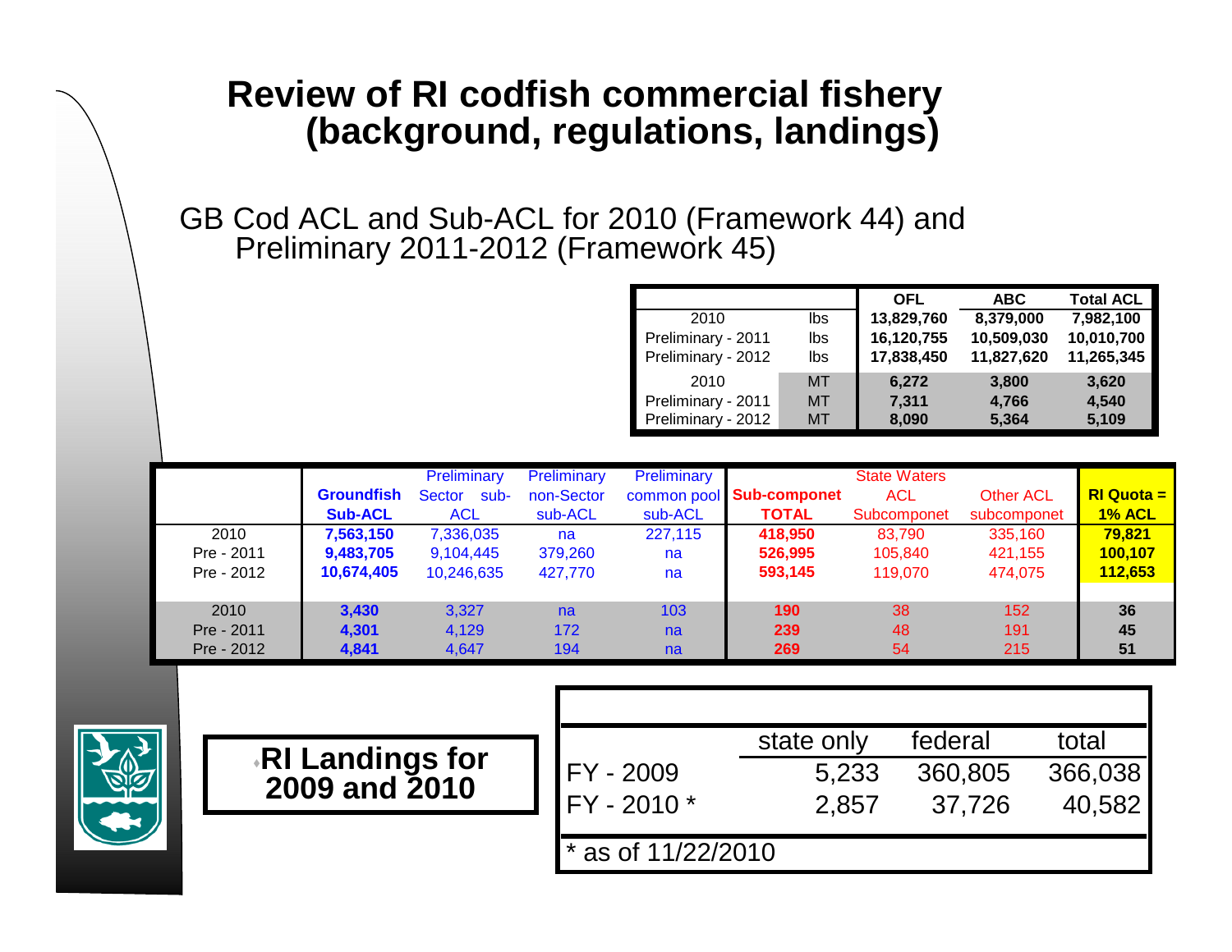# Review of RI codfish commercial fishery (background, regulations, landings)

GB Cod ACL and Sub-ACL for 2010 (Framework 44) and Preliminary 2011-2012 (Framework 45)

| | | OFL | ABC | Total ACL |
|---|---|---|---|---|
| 2010 | lbs | 13,829,760 | 8,379,000 | 7,982,100 |
| Preliminary - 2011 | lbs | 16,120,755 | 10,509,030 | 10,010,700 |
| Preliminary - 2012 | lbs | 17,838,450 | 11,827,620 | 11,265,345 |
| 2010 | MT | 6,272 | 3,800 | 3,620 |
| Preliminary - 2011 | MT | 7,311 | 4,766 | 4,540 |
| Preliminary - 2012 | MT | 8,090 | 5,364 | 5,109 |

| | Groundfish Sub-ACL | Preliminary Sector sub-ACL | Preliminary non-Sector sub-ACL | Preliminary common pool sub-ACL | Sub-componet TOTAL | State Waters ACL Subcomponet | Other ACL subcomponet | RI Quota = 1% ACL |
|---|---|---|---|---|---|---|---|---|
| 2010 | 7,563,150 | 7,336,035 | na | 227,115 | 418,950 | 83,790 | 335,160 | 79,821 |
| Pre - 2011 | 9,483,705 | 9,104,445 | 379,260 | na | 526,995 | 105,840 | 421,155 | 100,107 |
| Pre - 2012 | 10,674,405 | 10,246,635 | 427,770 | na | 593,145 | 119,070 | 474,075 | 112,653 |
| 2010 | 3,430 | 3,327 | na | 103 | 190 | 38 | 152 | 36 |
| Pre - 2011 | 4,301 | 4,129 | 172 | na | 239 | 48 | 191 | 45 |
| Pre - 2012 | 4,841 | 4,647 | 194 | na | 269 | 54 | 215 | 51 |

**RI Landings for 2009 and 2010**

| | state only | federal | total |
|---|---|---|---|
| FY - 2009 | 5,233 | 360,805 | 366,038 |
| FY - 2010 * | 2,857 | 37,726 | 40,582 |

* as of 11/22/2010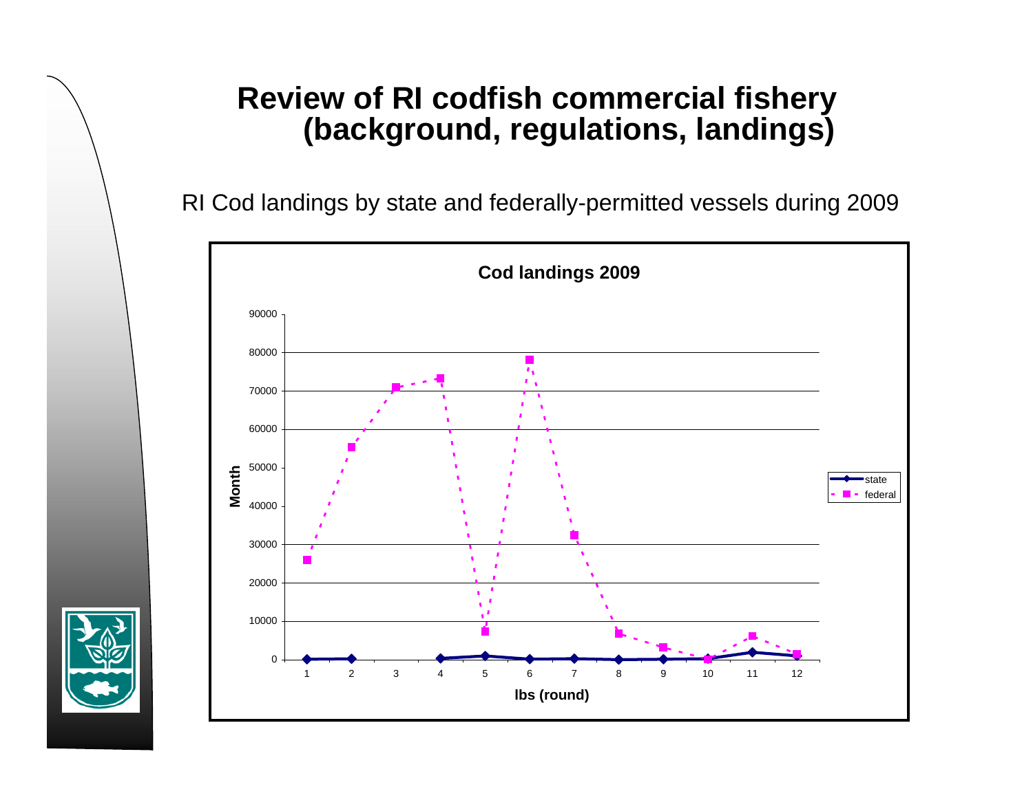# Review of RI codfish commercial fishery (background, regulations, landings)

RI Cod landings by state and federally-permitted vessels during 2009

**Cod landings 2009**

Month

90000
80000
70000
60000
50000
40000
30000
20000
10000
0

1 2 3 4 5 6 7 8 9 10 11 12

**lbs (round)**

- state
- federal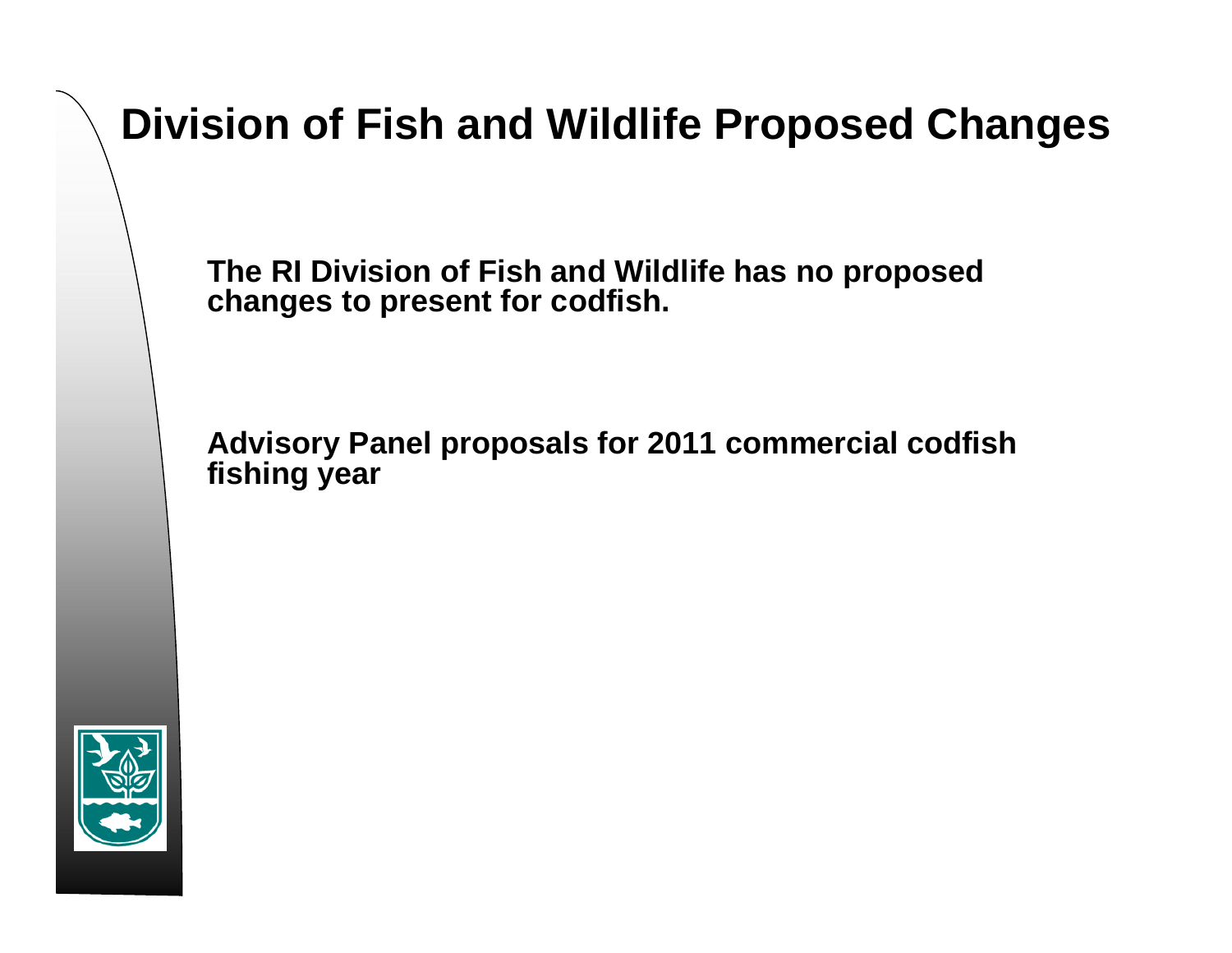# Division of Fish and Wildlife Proposed Changes

**The RI Division of Fish and Wildlife has no proposed changes to present for codfish.**

**Advisory Panel proposals for 2011 commercial codfish fishing year**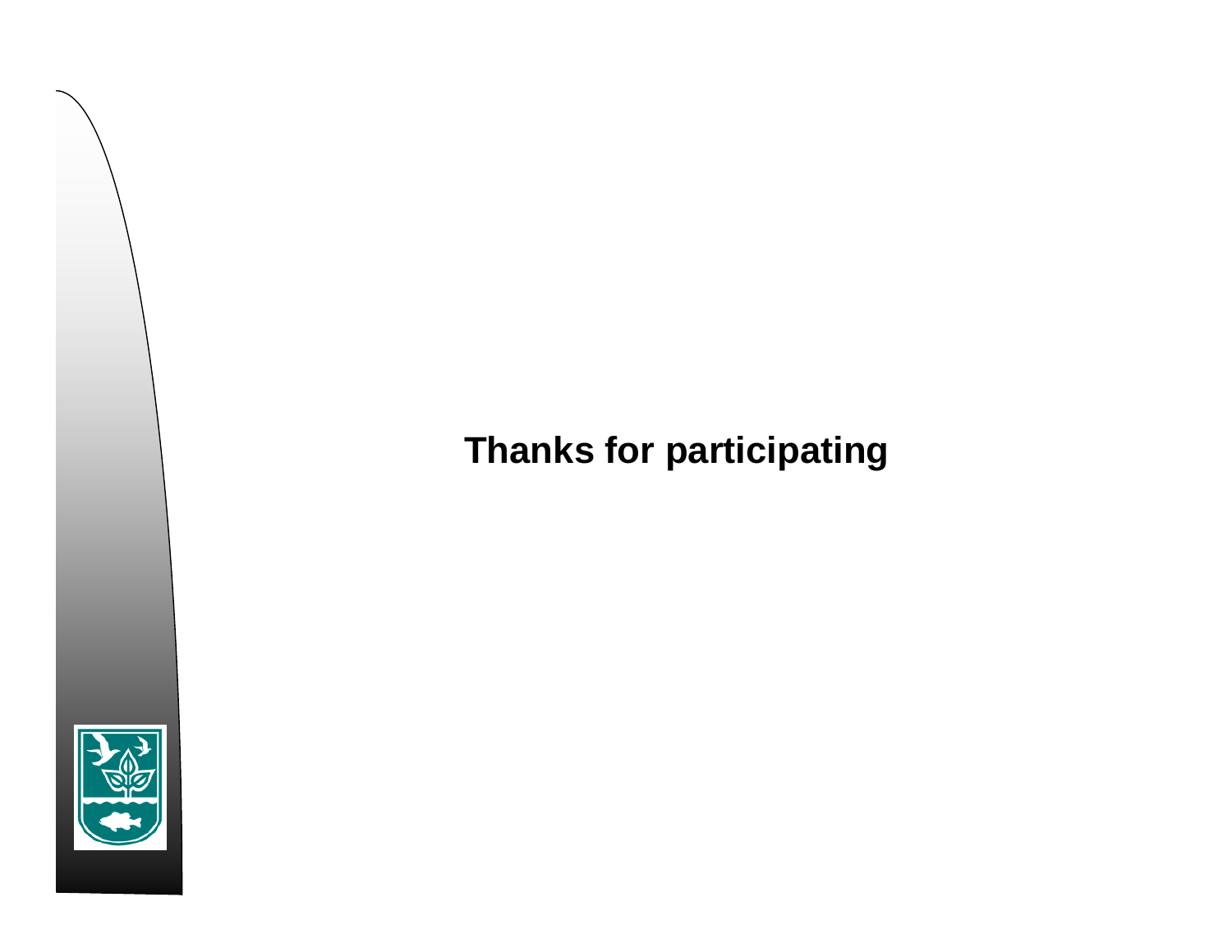**Thanks for participating**